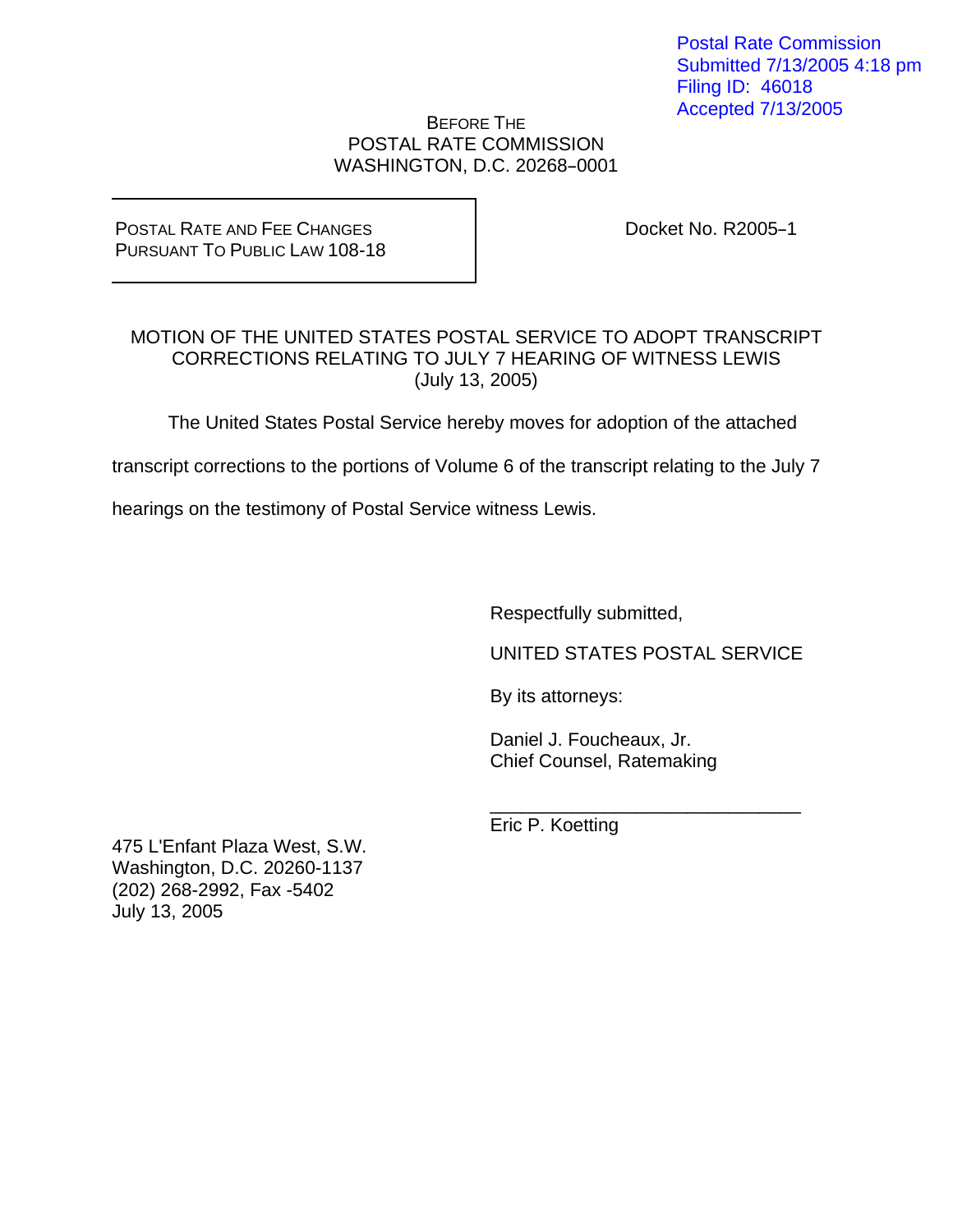Postal Rate Commission
Submitted 7/13/2005 4:18 pm
Filing ID: 46018
Accepted 7/13/2005

BEFORE THE
POSTAL RATE COMMISSION
WASHINGTON, D.C. 20268–0001

| POSTAL RATE AND FEE CHANGES PURSUANT TO PUBLIC LAW 108-18 | Docket No. R2005–1 |
| --- | --- |

## MOTION OF THE UNITED STATES POSTAL SERVICE TO ADOPT TRANSCRIPT CORRECTIONS RELATING TO JULY 7 HEARING OF WITNESS LEWIS
(July 13, 2005)

The United States Postal Service hereby moves for adoption of the attached transcript corrections to the portions of Volume 6 of the transcript relating to the July 7 hearings on the testimony of Postal Service witness Lewis.

Respectfully submitted,

UNITED STATES POSTAL SERVICE

By its attorneys:

Daniel J. Foucheaux, Jr.
Chief Counsel, Ratemaking

______________________________
Eric P. Koetting

475 L'Enfant Plaza West, S.W.
Washington, D.C. 20260-1137
(202) 268-2992, Fax -5402
July 13, 2005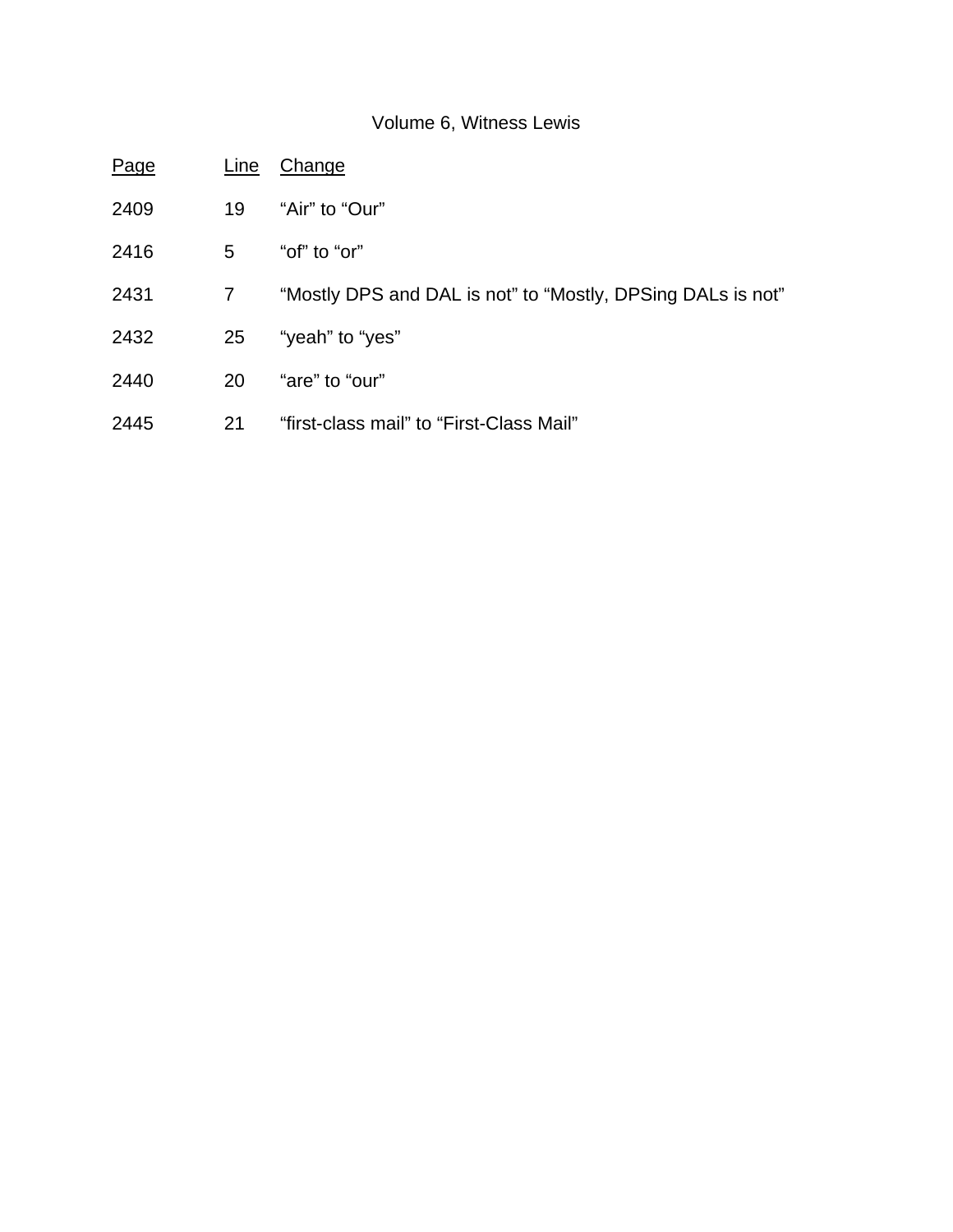Volume 6, Witness Lewis

| Page | Line | Change |
| --- | --- | --- |
| 2409 | 19 | “Air” to “Our” |
| 2416 | 5 | “of” to “or” |
| 2431 | 7 | “Mostly DPS and DAL is not” to “Mostly, DPSing DALs is not” |
| 2432 | 25 | “yeah” to “yes” |
| 2440 | 20 | “are” to “our” |
| 2445 | 21 | “first-class mail” to “First-Class Mail” |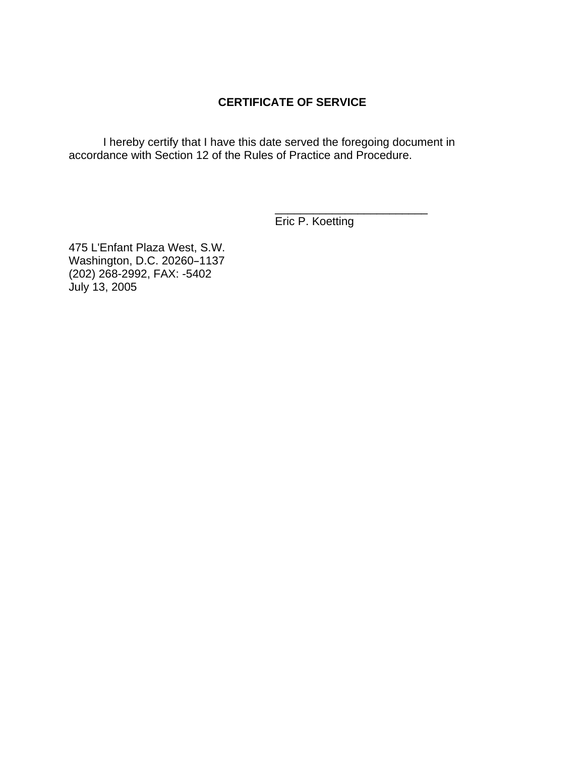## CERTIFICATE OF SERVICE

I hereby certify that I have this date served the foregoing document in accordance with Section 12 of the Rules of Practice and Procedure.

________________________
Eric P. Koetting

475 L'Enfant Plaza West, S.W.
Washington, D.C. 20260–1137
(202) 268-2992, FAX: -5402
July 13, 2005